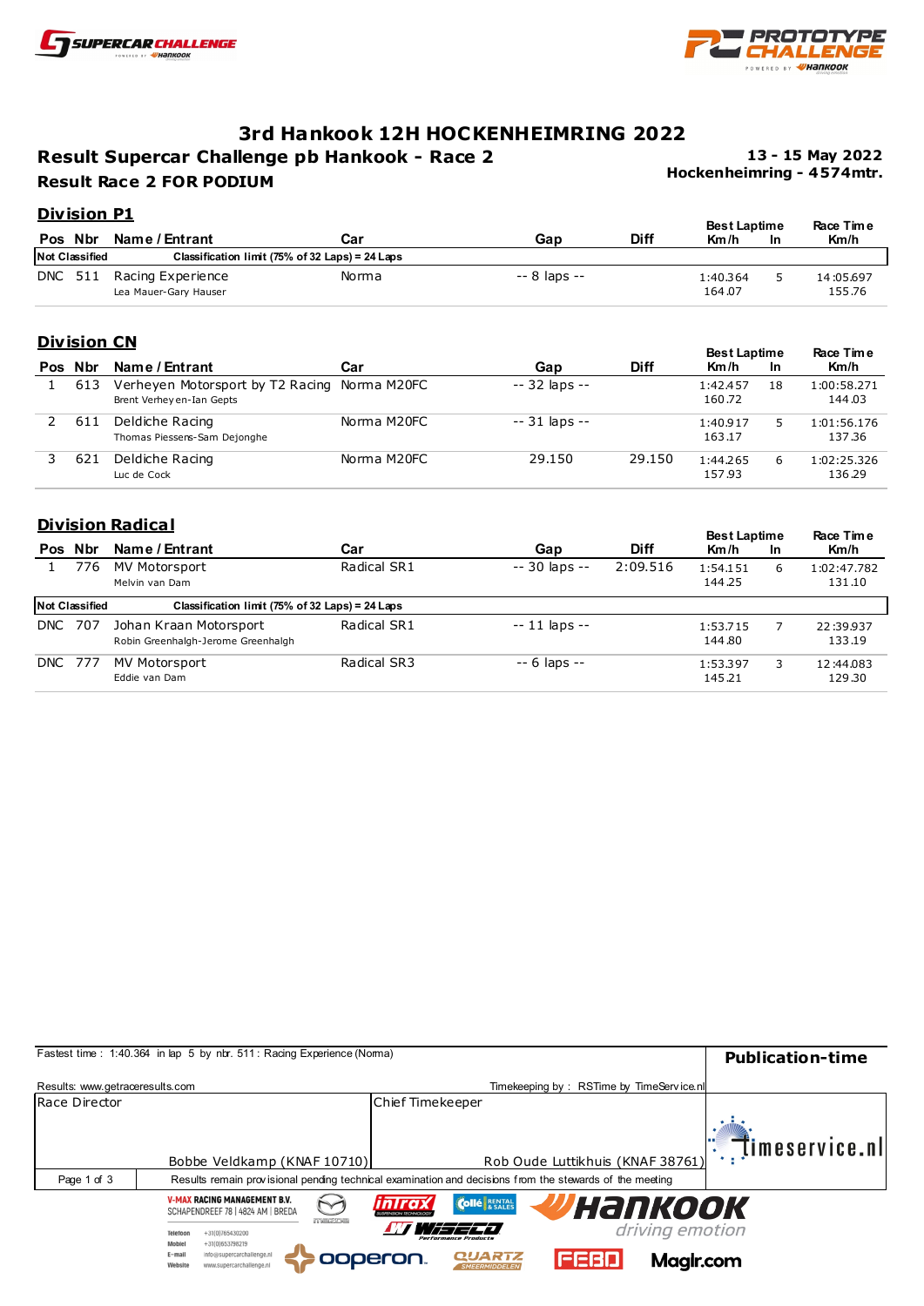# 3rd Hankook 12H HOCKENHEIMRING 2022

## Result Supercar Challenge pb Hankook - Race 2

**Result Race 2 FOR PODIUM**

**13 - 15 May 2022**
**Hockenheimring - 4574mtr.**

### Division P1

| Pos | Nbr | Name / Entrant | Car | Gap | Diff | Best Laptime Km/h | In | Race Time Km/h |
|---|---|---|---|---|---|---|---|---|
| **Not Classified** | | **Classification limit (75% of 32 Laps) = 24 Laps** | | | | | | |
| DNC | 511 | Racing Experience<br>Lea Mauer-Gary Hauser | Norma | -- 8 laps -- | | 1:40.364<br>164.07 | 5 | 14:05.697<br>155.76 |

### Division CN

| Pos | Nbr | Name / Entrant | Car | Gap | Diff | Best Laptime Km/h | In | Race Time Km/h |
|---|---|---|---|---|---|---|---|---|
| 1 | 613 | Verheyen Motorsport by T2 Racing<br>Brent Verheyen-Ian Gepts | Norma M20FC | -- 32 laps -- | | 1:42.457<br>160.72 | 18 | 1:00:58.271<br>144.03 |
| 2 | 611 | Deldiche Racing<br>Thomas Piessens-Sam Dejonghe | Norma M20FC | -- 31 laps -- | | 1:40.917<br>163.17 | 5 | 1:01:56.176<br>137.36 |
| 3 | 621 | Deldiche Racing<br>Luc de Cock | Norma M20FC | 29.150 | 29.150 | 1:44.265<br>157.93 | 6 | 1:02:25.326<br>136.29 |

### Division Radical

| Pos | Nbr | Name / Entrant | Car | Gap | Diff | Best Laptime Km/h | In | Race Time Km/h |
|---|---|---|---|---|---|---|---|---|
| 1 | 776 | MV Motorsport<br>Melvin van Dam | Radical SR1 | -- 30 laps -- | 2:09.516 | 1:54.151<br>144.25 | 6 | 1:02:47.782<br>131.10 |
| **Not Classified** | | **Classification limit (75% of 32 Laps) = 24 Laps** | | | | | | |
| DNC | 707 | Johan Kraan Motorsport<br>Robin Greenhalgh-Jerome Greenhalgh | Radical SR1 | -- 11 laps -- | | 1:53.715<br>144.80 | 7 | 22:39.937<br>133.19 |
| DNC | 777 | MV Motorsport<br>Eddie van Dam | Radical SR3 | -- 6 laps -- | | 1:53.397<br>145.21 | 3 | 12:44.083<br>129.30 |

Fastest time : 1:40.364 in lap 5 by nbr. 511 : Racing Experience (Norma)

**Publication-time**

Results: www.getraceresults.com

Timekeeping by : RSTime by TimeService.nl

| Race Director | Chief Timekeeper |
|---|---|
| Bobbe Veldkamp (KNAF 10710) | Rob Oude Luttikhuis (KNAF 38761) |

Results remain provisional pending technical examination and decisions from the stewards of the meeting

V-MAX RACING MANAGEMENT B.V.
SCHAPENDREEF 78 | 4824 AM | BREDA
Telefoon +31(0)765430200
Mobiel +31(0)653798219
E-mail info@supercarchallenge.nl
Website www.supercarchallenge.nl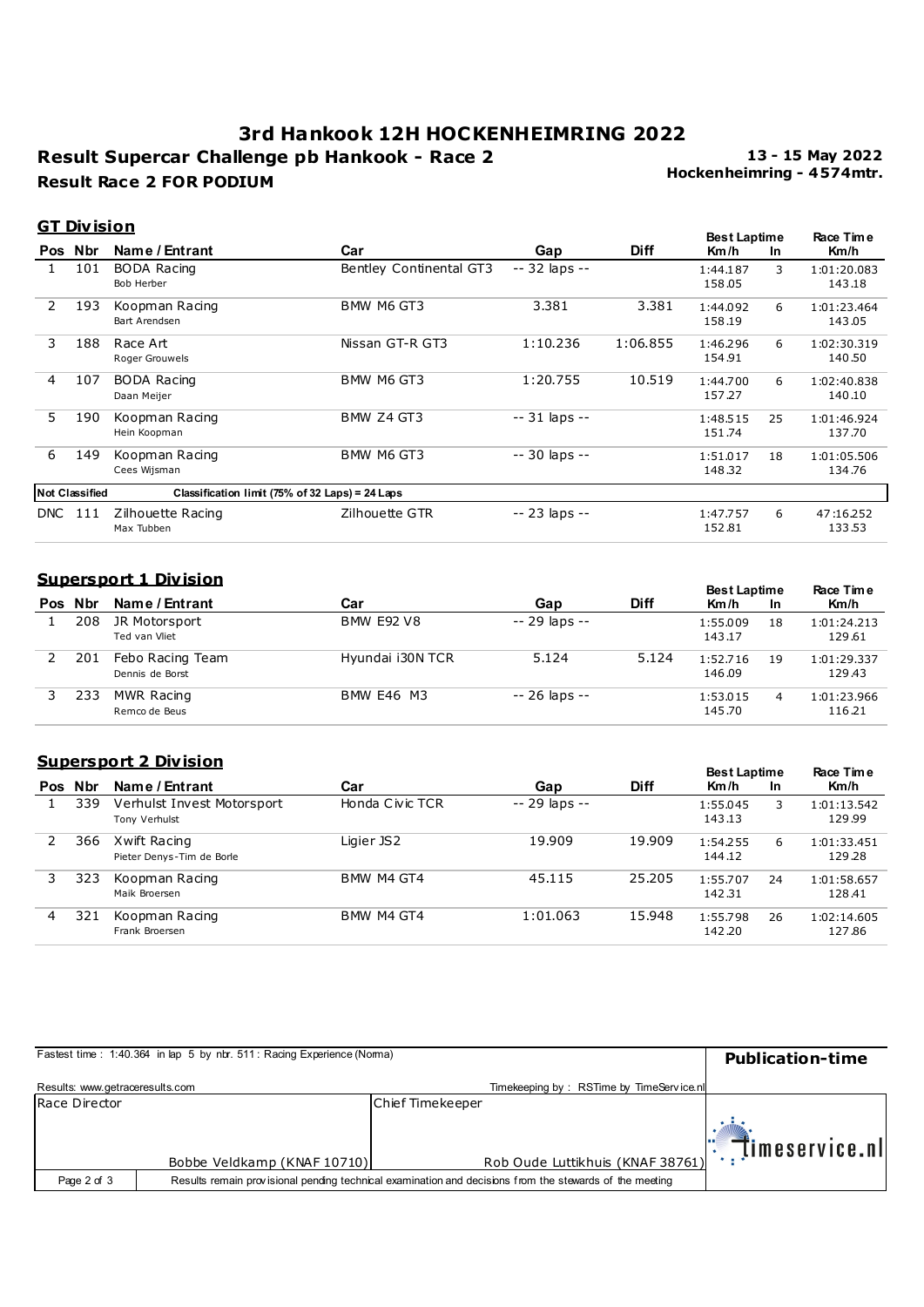# 3rd Hankook 12H HOCKENHEIMRING 2022

## Result Supercar Challenge pb Hankook - Race 2

**13 - 15 May 2022**
**Hockenheimring - 4574mtr.**

### Result Race 2 FOR PODIUM

### GT Division

| Pos | Nbr | Name / Entrant | Car | Gap | Diff | Best Laptime Km/h | In | Race Time Km/h |
|---|---|---|---|---|---|---|---|---|
| 1 | 101 | BODA Racing<br>Bob Herber | Bentley Continental GT3 | -- 32 laps -- | | 1:44.187<br>158.05 | 3 | 1:01:20.083<br>143.18 |
| 2 | 193 | Koopman Racing<br>Bart Arendsen | BMW M6 GT3 | 3.381 | 3.381 | 1:44.092<br>158.19 | 6 | 1:01:23.464<br>143.05 |
| 3 | 188 | Race Art<br>Roger Grouwels | Nissan GT-R GT3 | 1:10.236 | 1:06.855 | 1:46.296<br>154.91 | 6 | 1:02:30.319<br>140.50 |
| 4 | 107 | BODA Racing<br>Daan Meijer | BMW M6 GT3 | 1:20.755 | 10.519 | 1:44.700<br>157.27 | 6 | 1:02:40.838<br>140.10 |
| 5 | 190 | Koopman Racing<br>Hein Koopman | BMW Z4 GT3 | -- 31 laps -- | | 1:48.515<br>151.74 | 25 | 1:01:46.924<br>137.70 |
| 6 | 149 | Koopman Racing<br>Cees Wijsman | BMW M6 GT3 | -- 30 laps -- | | 1:51.017<br>148.32 | 18 | 1:01:05.506<br>134.76 |
| **Not Classified** | | **Classification limit (75% of 32 Laps) = 24 Laps** | | | | | | |
| DNC | 111 | Zilhouette Racing<br>Max Tubben | Zilhouette GTR | -- 23 laps -- | | 1:47.757<br>152.81 | 6 | 47:16.252<br>133.53 |

### Supersport 1 Division

| Pos | Nbr | Name / Entrant | Car | Gap | Diff | Best Laptime Km/h | In | Race Time Km/h |
|---|---|---|---|---|---|---|---|---|
| 1 | 208 | JR Motorsport<br>Ted van Vliet | BMW E92 V8 | -- 29 laps -- | | 1:55.009<br>143.17 | 18 | 1:01:24.213<br>129.61 |
| 2 | 201 | Febo Racing Team<br>Dennis de Borst | Hyundai i30N TCR | 5.124 | 5.124 | 1:52.716<br>146.09 | 19 | 1:01:29.337<br>129.43 |
| 3 | 233 | MWR Racing<br>Remco de Beus | BMW E46 M3 | -- 26 laps -- | | 1:53.015<br>145.70 | 4 | 1:01:23.966<br>116.21 |

### Supersport 2 Division

| Pos | Nbr | Name / Entrant | Car | Gap | Diff | Best Laptime Km/h | In | Race Time Km/h |
|---|---|---|---|---|---|---|---|---|
| 1 | 339 | Verhulst Invest Motorsport<br>Tony Verhulst | Honda Civic TCR | -- 29 laps -- | | 1:55.045<br>143.13 | 3 | 1:01:13.542<br>129.99 |
| 2 | 366 | Xwift Racing<br>Pieter Denys-Tim de Borle | Ligier JS2 | 19.909 | 19.909 | 1:54.255<br>144.12 | 6 | 1:01:33.451<br>129.28 |
| 3 | 323 | Koopman Racing<br>Maik Broersen | BMW M4 GT4 | 45.115 | 25.205 | 1:55.707<br>142.31 | 24 | 1:01:58.657<br>128.41 |
| 4 | 321 | Koopman Racing<br>Frank Broersen | BMW M4 GT4 | 1:01.063 | 15.948 | 1:55.798<br>142.20 | 26 | 1:02:14.605<br>127.86 |

Fastest time : 1:40.364 in lap 5 by nbr. 511 : Racing Experience (Norma)

**Publication-time**

Results: www.getraceresults.com

Timekeeping by : RSTime by TimeService.nl

| Race Director | Chief Timekeeper |
|---|---|
| Bobbe Veldkamp (KNAF 10710) | Rob Oude Luttikhuis (KNAF 38761) |

timeservice.nl

Results remain provisional pending technical examination and decisions from the stewards of the meeting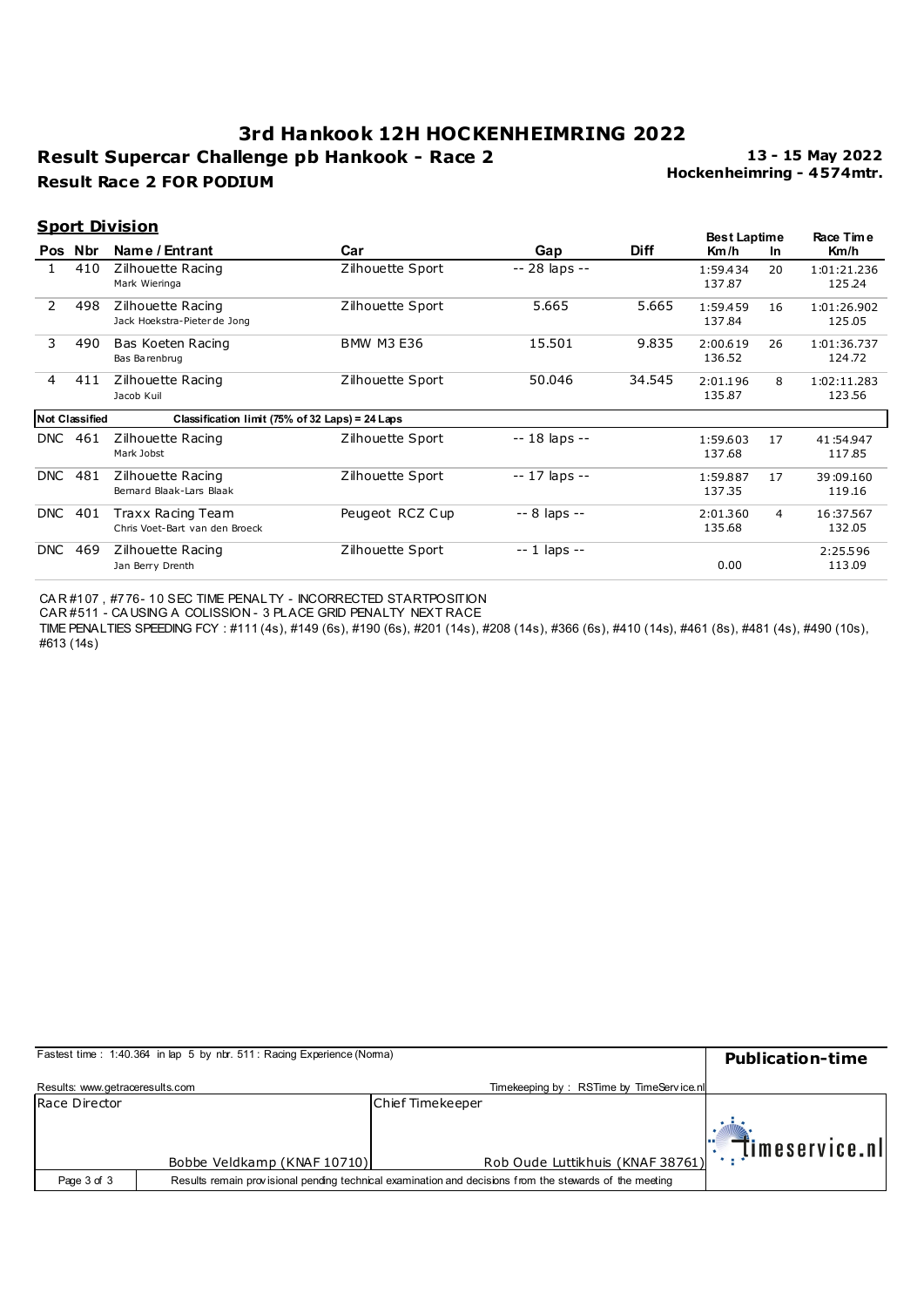# 3rd Hankook 12H HOCKENHEIMRING 2022

**Result Supercar Challenge pb Hankook - Race 2**

**Result Race 2 FOR PODIUM**

**13 - 15 May 2022**
**Hockenheimring - 4574mtr.**

## Sport Division

| Pos | Nbr | Name / Entrant | Car | Gap | Diff | Best Laptime Km/h | In | Race Time Km/h |
|---|---|---|---|---|---|---|---|---|
| 1 | 410 | Zilhouette Racing<br>Mark Wieringa | Zilhouette Sport | -- 28 laps -- | | 1:59.434<br>137.87 | 20 | 1:01:21.236<br>125.24 |
| 2 | 498 | Zilhouette Racing<br>Jack Hoekstra-Pieter de Jong | Zilhouette Sport | 5.665 | 5.665 | 1:59.459<br>137.84 | 16 | 1:01:26.902<br>125.05 |
| 3 | 490 | Bas Koeten Racing<br>Bas Barenbrug | BMW M3 E36 | 15.501 | 9.835 | 2:00.619<br>136.52 | 26 | 1:01:36.737<br>124.72 |
| 4 | 411 | Zilhouette Racing<br>Jacob Kuil | Zilhouette Sport | 50.046 | 34.545 | 2:01.196<br>135.87 | 8 | 1:02:11.283<br>123.56 |
| **Not Classified** | | **Classification limit (75% of 32 Laps) = 24 Laps** | | | | | | |
| DNC | 461 | Zilhouette Racing<br>Mark Jobst | Zilhouette Sport | -- 18 laps -- | | 1:59.603<br>137.68 | 17 | 41:54.947<br>117.85 |
| DNC | 481 | Zilhouette Racing<br>Bernard Blaak-Lars Blaak | Zilhouette Sport | -- 17 laps -- | | 1:59.887<br>137.35 | 17 | 39:09.160<br>119.16 |
| DNC | 401 | Traxx Racing Team<br>Chris Voet-Bart van den Broeck | Peugeot RCZ Cup | -- 8 laps -- | | 2:01.360<br>135.68 | 4 | 16:37.567<br>132.05 |
| DNC | 469 | Zilhouette Racing<br>Jan Berry Drenth | Zilhouette Sport | -- 1 laps -- | | <br>0.00 | | 2:25.596<br>113.09 |

CAR #107 , #776 - 10 SEC TIME PENALTY - INCORRECTED STARTPOSITION
CAR #511 - CAUSING A COLISSION - 3 PLACE GRID PENALTY NEXT RACE
TIME PENALTIES SPEEDING FCY : #111 (4s), #149 (6s), #190 (6s), #201 (14s), #208 (14s), #366 (6s), #410 (14s), #461 (8s), #481 (4s), #490 (10s), #613 (14s)

Fastest time : 1:40.364 in lap 5 by nbr. 511 : Racing Experience (Norma)

Results: www.getraceresults.com

Timekeeping by : RSTime by TimeService.nl

**Publication-time**

| Race Director | Chief Timekeeper |
|---|---|
| Bobbe Veldkamp (KNAF 10710) | Rob Oude Luttikhuis (KNAF 38761) |

timeservice.nl

Results remain provisional pending technical examination and decisions from the stewards of the meeting